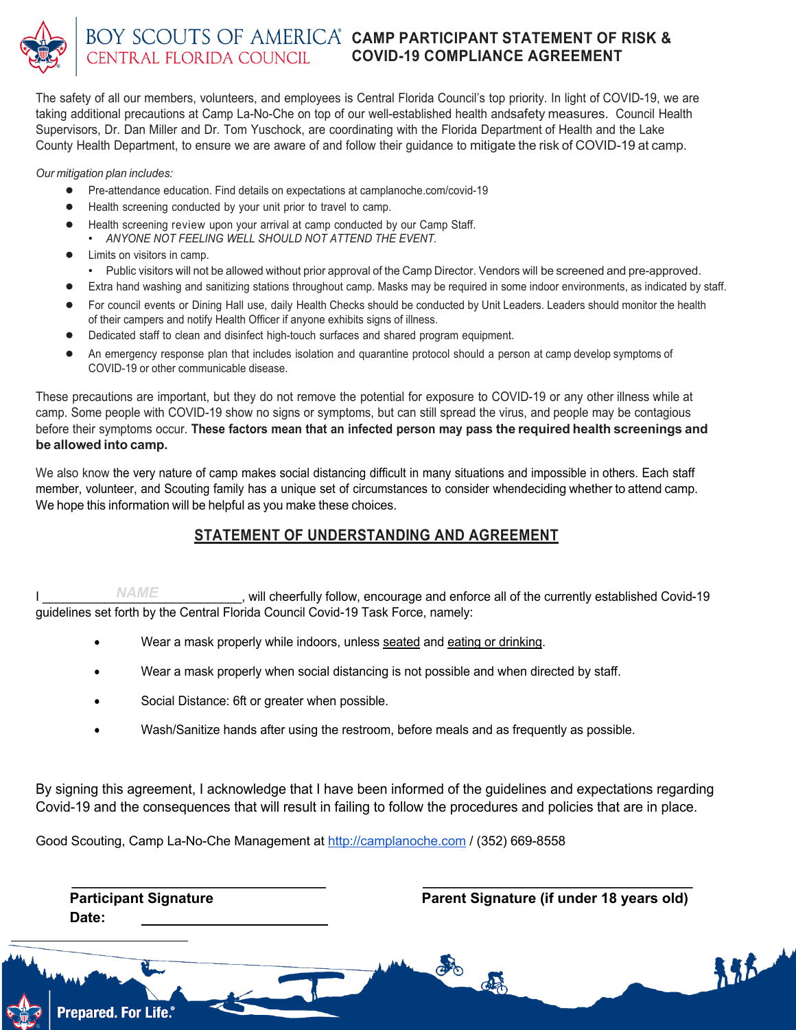# BOY SCOUTS OF AMERICA CENTRAL FLORIDA COUNCIL

## CAMP PARTICIPANT STATEMENT OF RISK & COVID-19 COMPLIANCE AGREEMENT

The safety of all our members, volunteers, and employees is Central Florida Council's top priority. In light of COVID-19, we are taking additional precautions at Camp La-No-Che on top of our well-established health andsafety measures. Council Health Supervisors, Dr. Dan Miller and Dr. Tom Yuschock, are coordinating with the Florida Department of Health and the Lake County Health Department, to ensure we are aware of and follow their guidance to mitigate the risk of COVID-19 at camp.

*Our mitigation plan includes:*

- Pre-attendance education. Find details on expectations at camplanoche.com/covid-19
- Health screening conducted by your unit prior to travel to camp.
- Health screening review upon your arrival at camp conducted by our Camp Staff.
  - *ANYONE NOT FEELING WELL SHOULD NOT ATTEND THE EVENT.*
- Limits on visitors in camp.
  - Public visitors will not be allowed without prior approval of the Camp Director. Vendors will be screened and pre-approved.
- Extra hand washing and sanitizing stations throughout camp. Masks may be required in some indoor environments, as indicated by staff.
- For council events or Dining Hall use, daily Health Checks should be conducted by Unit Leaders. Leaders should monitor the health of their campers and notify Health Officer if anyone exhibits signs of illness.
- Dedicated staff to clean and disinfect high-touch surfaces and shared program equipment.
- An emergency response plan that includes isolation and quarantine protocol should a person at camp develop symptoms of COVID-19 or other communicable disease.

These precautions are important, but they do not remove the potential for exposure to COVID-19 or any other illness while at camp. Some people with COVID-19 show no signs or symptoms, but can still spread the virus, and people may be contagious before their symptoms occur. **These factors mean that an infected person may pass the required health screenings and be allowed into camp.**

We also know the very nature of camp makes social distancing difficult in many situations and impossible in others. Each staff member, volunteer, and Scouting family has a unique set of circumstances to consider whendeciding whether to attend camp. We hope this information will be helpful as you make these choices.

## STATEMENT OF UNDERSTANDING AND AGREEMENT

I ___________NAME___________, will cheerfully follow, encourage and enforce all of the currently established Covid-19 guidelines set forth by the Central Florida Council Covid-19 Task Force, namely:

- Wear a mask properly while indoors, unless seated and eating or drinking.
- Wear a mask properly when social distancing is not possible and when directed by staff.
- Social Distance: 6ft or greater when possible.
- Wash/Sanitize hands after using the restroom, before meals and as frequently as possible.

By signing this agreement, I acknowledge that I have been informed of the guidelines and expectations regarding Covid-19 and the consequences that will result in failing to follow the procedures and policies that are in place.

Good Scouting, Camp La-No-Che Management at http://camplanoche.com / (352) 669-8558

**Participant Signature** ______________________

**Date:** ______________________

**Parent Signature (if under 18 years old)** ______________________

Prepared. For Life.®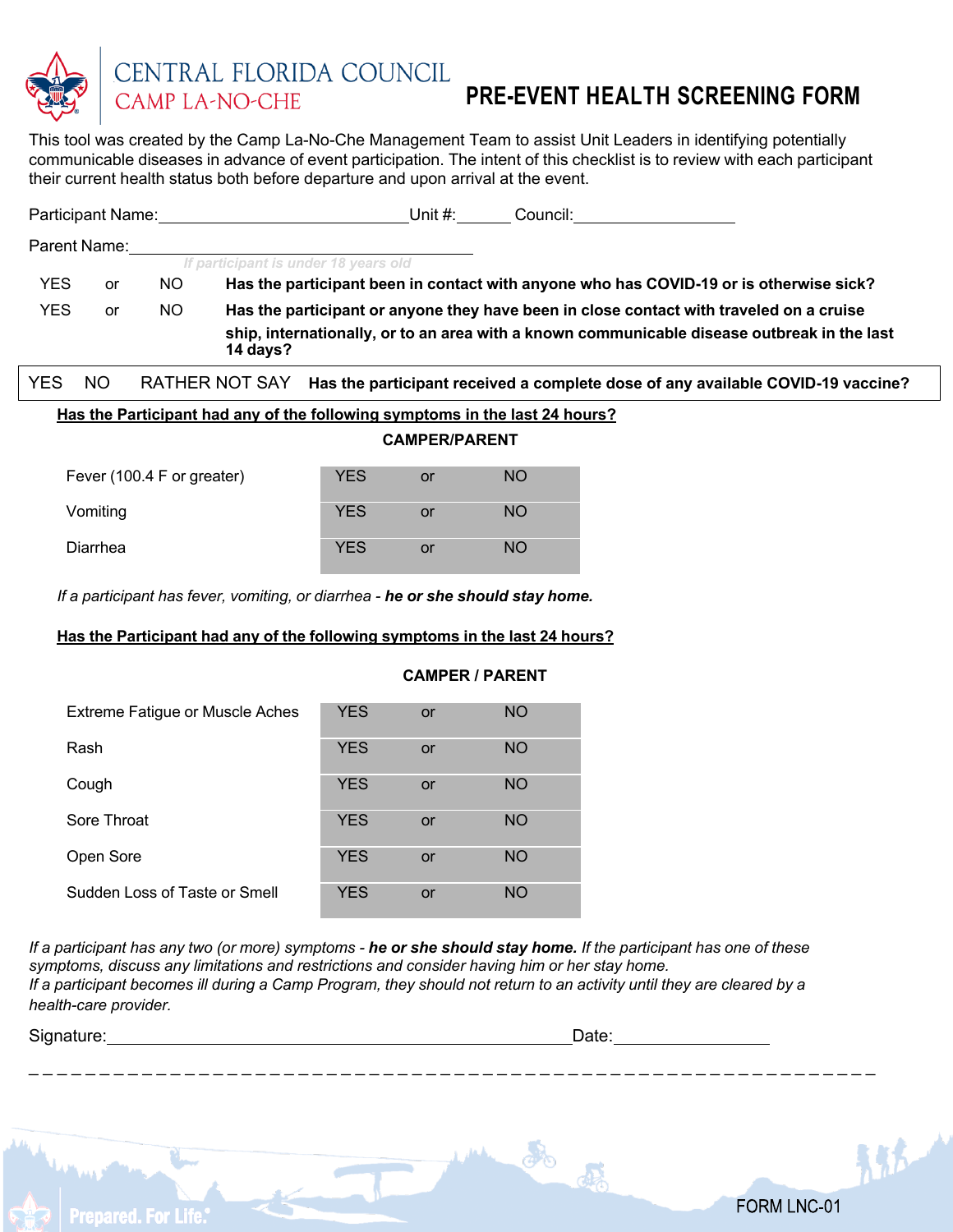CENTRAL FLORIDA COUNCIL
CAMP LA-NO-CHE

# PRE-EVENT HEALTH SCREENING FORM

This tool was created by the Camp La-No-Che Management Team to assist Unit Leaders in identifying potentially communicable diseases in advance of event participation. The intent of this checklist is to review with each participant their current health status both before departure and upon arrival at the event.

Participant Name:____________________________ Unit #:______ Council:__________________

Parent Name:________________________________________
*If participant is under 18 years old*

YES or NO **Has the participant been in contact with anyone who has COVID-19 or is otherwise sick?**

YES or NO **Has the participant or anyone they have been in close contact with traveled on a cruise ship, internationally, or to an area with a known communicable disease outbreak in the last 14 days?**

YES NO RATHER NOT SAY **Has the participant received a complete dose of any available COVID-19 vaccine?**

**Has the Participant had any of the following symptoms in the last 24 hours?**

| | CAMPER/PARENT |
|---|---|
| Fever (100.4 F or greater) | YES or NO |
| Vomiting | YES or NO |
| Diarrhea | YES or NO |

*If a participant has fever, vomiting, or diarrhea -* ***he or she should stay home.***

**Has the Participant had any of the following symptoms in the last 24 hours?**

| | CAMPER / PARENT |
|---|---|
| Extreme Fatigue or Muscle Aches | YES or NO |
| Rash | YES or NO |
| Cough | YES or NO |
| Sore Throat | YES or NO |
| Open Sore | YES or NO |
| Sudden Loss of Taste or Smell | YES or NO |

*If a participant has any two (or more) symptoms -* ***he or she should stay home.*** *If the participant has one of these symptoms, discuss any limitations and restrictions and consider having him or her stay home.*
*If a participant becomes ill during a Camp Program, they should not return to an activity until they are cleared by a health-care provider.*

Signature:__________________________________________________ Date:________________

Prepared. For Life.

FORM LNC-01